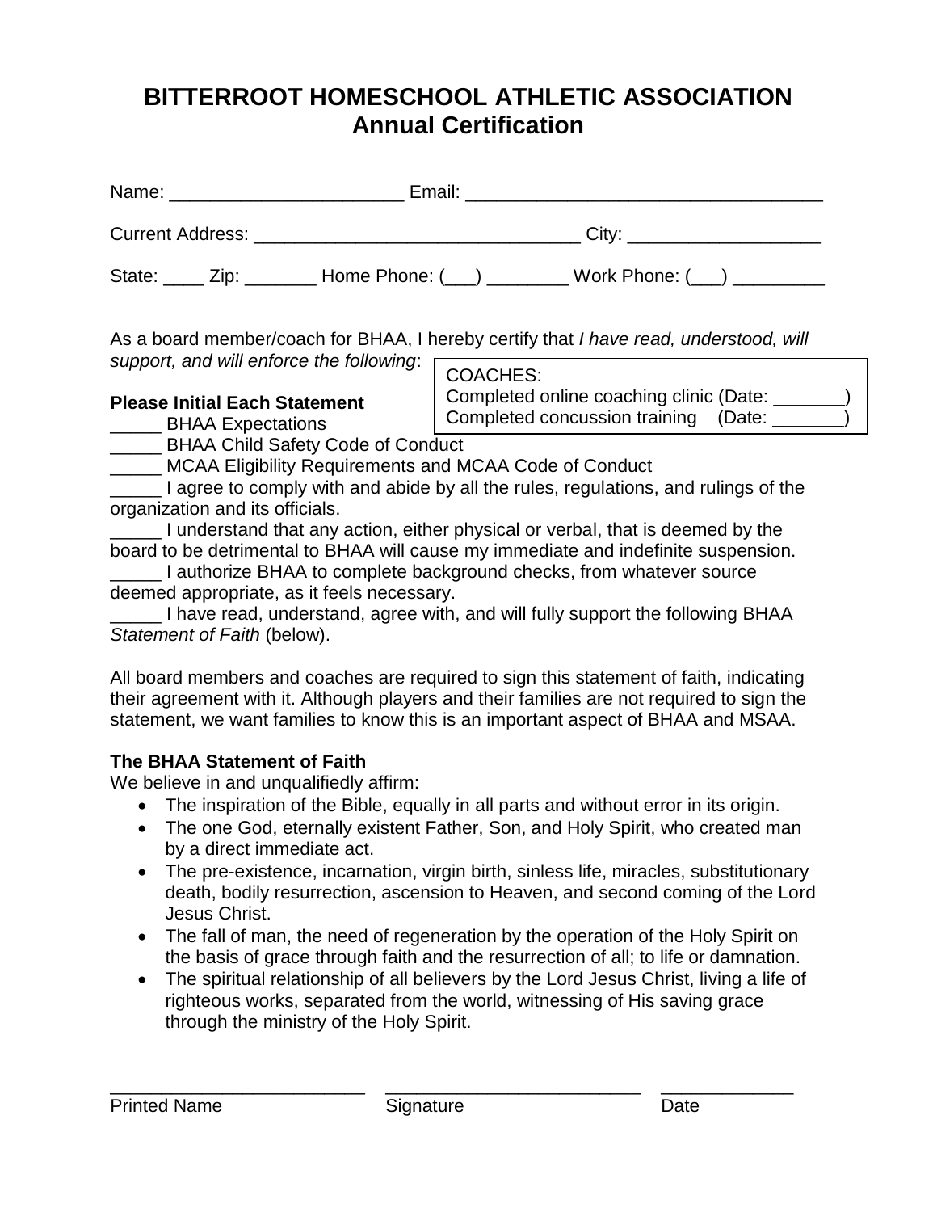# BITTERROOT HOMESCHOOL ATHLETIC ASSOCIATION
## Annual Certification

Name: ______________________ Email: ________________________________

Current Address: ______________________________ City: _________________

State: ____ Zip: _______ Home Phone: (___) ________ Work Phone: (___) _________

As a board member/coach for BHAA, I hereby certify that *I have read, understood, will support, and will enforce the following*:

COACHES:
Completed online coaching clinic (Date: _______)
Completed concussion training (Date: _______)

**Please Initial Each Statement**

_____ BHAA Expectations

_____ BHAA Child Safety Code of Conduct

_____ MCAA Eligibility Requirements and MCAA Code of Conduct

_____ I agree to comply with and abide by all the rules, regulations, and rulings of the organization and its officials.

_____ I understand that any action, either physical or verbal, that is deemed by the board to be detrimental to BHAA will cause my immediate and indefinite suspension.

_____ I authorize BHAA to complete background checks, from whatever source deemed appropriate, as it feels necessary.

_____ I have read, understand, agree with, and will fully support the following BHAA *Statement of Faith* (below).

All board members and coaches are required to sign this statement of faith, indicating their agreement with it. Although players and their families are not required to sign the statement, we want families to know this is an important aspect of BHAA and MSAA.

**The BHAA Statement of Faith**

We believe in and unqualifiedly affirm:

- The inspiration of the Bible, equally in all parts and without error in its origin.
- The one God, eternally existent Father, Son, and Holy Spirit, who created man by a direct immediate act.
- The pre-existence, incarnation, virgin birth, sinless life, miracles, substitutionary death, bodily resurrection, ascension to Heaven, and second coming of the Lord Jesus Christ.
- The fall of man, the need of regeneration by the operation of the Holy Spirit on the basis of grace through faith and the resurrection of all; to life or damnation.
- The spiritual relationship of all believers by the Lord Jesus Christ, living a life of righteous works, separated from the world, witnessing of His saving grace through the ministry of the Holy Spirit.

_________________________ _________________________ ____________

Printed Name Signature Date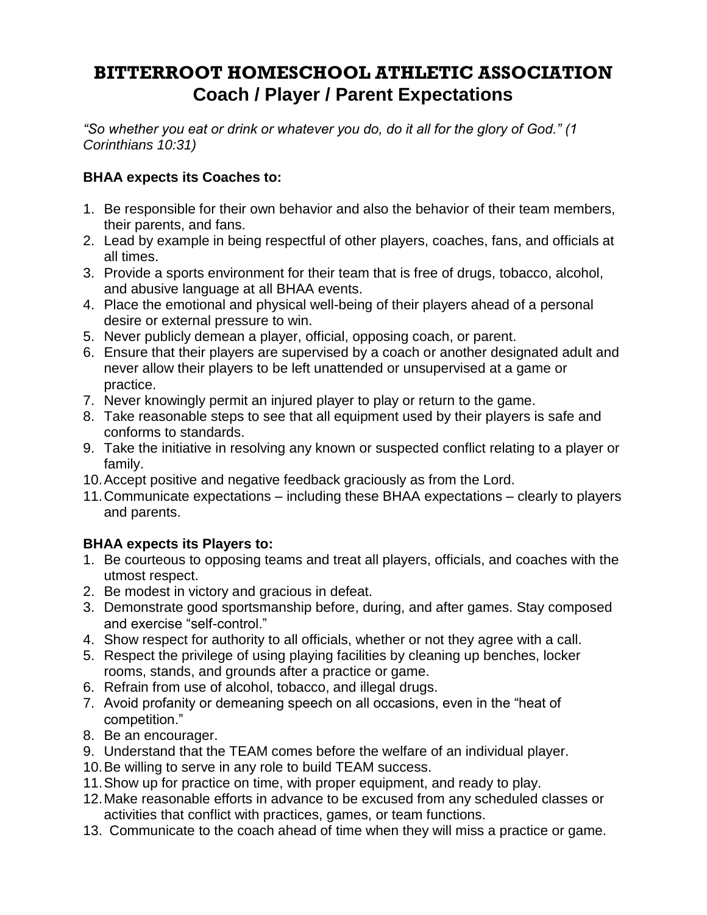# BITTERROOT HOMESCHOOL ATHLETIC ASSOCIATION
## Coach / Player / Parent Expectations

*"So whether you eat or drink or whatever you do, do it all for the glory of God." (1 Corinthians 10:31)*

**BHAA expects its Coaches to:**

1. Be responsible for their own behavior and also the behavior of their team members, their parents, and fans.
2. Lead by example in being respectful of other players, coaches, fans, and officials at all times.
3. Provide a sports environment for their team that is free of drugs, tobacco, alcohol, and abusive language at all BHAA events.
4. Place the emotional and physical well-being of their players ahead of a personal desire or external pressure to win.
5. Never publicly demean a player, official, opposing coach, or parent.
6. Ensure that their players are supervised by a coach or another designated adult and never allow their players to be left unattended or unsupervised at a game or practice.
7. Never knowingly permit an injured player to play or return to the game.
8. Take reasonable steps to see that all equipment used by their players is safe and conforms to standards.
9. Take the initiative in resolving any known or suspected conflict relating to a player or family.
10. Accept positive and negative feedback graciously as from the Lord.
11. Communicate expectations – including these BHAA expectations – clearly to players and parents.

**BHAA expects its Players to:**

1. Be courteous to opposing teams and treat all players, officials, and coaches with the utmost respect.
2. Be modest in victory and gracious in defeat.
3. Demonstrate good sportsmanship before, during, and after games. Stay composed and exercise "self-control."
4. Show respect for authority to all officials, whether or not they agree with a call.
5. Respect the privilege of using playing facilities by cleaning up benches, locker rooms, stands, and grounds after a practice or game.
6. Refrain from use of alcohol, tobacco, and illegal drugs.
7. Avoid profanity or demeaning speech on all occasions, even in the "heat of competition."
8. Be an encourager.
9. Understand that the TEAM comes before the welfare of an individual player.
10. Be willing to serve in any role to build TEAM success.
11. Show up for practice on time, with proper equipment, and ready to play.
12. Make reasonable efforts in advance to be excused from any scheduled classes or activities that conflict with practices, games, or team functions.
13. Communicate to the coach ahead of time when they will miss a practice or game.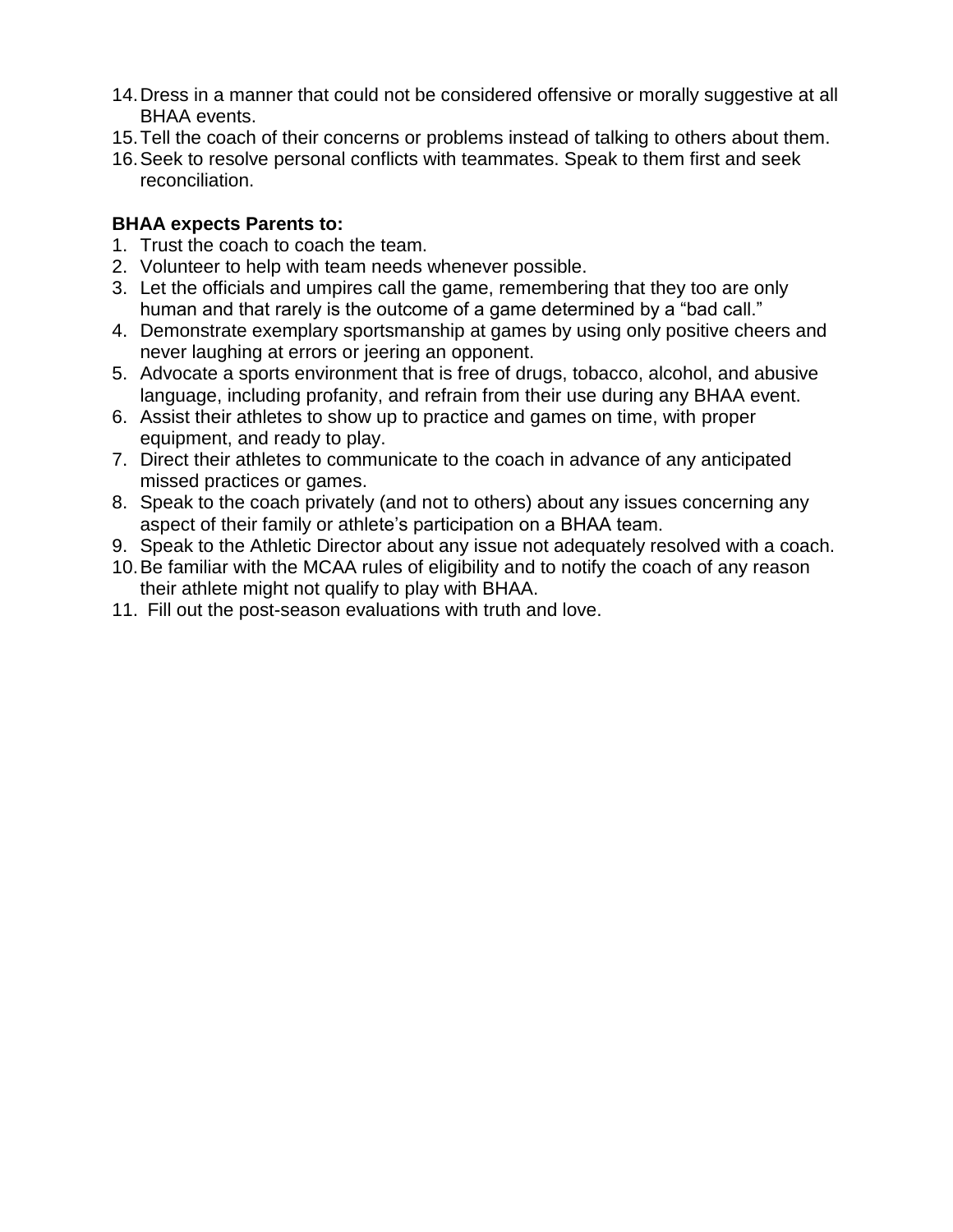14. Dress in a manner that could not be considered offensive or morally suggestive at all BHAA events.
15. Tell the coach of their concerns or problems instead of talking to others about them.
16. Seek to resolve personal conflicts with teammates. Speak to them first and seek reconciliation.

**BHAA expects Parents to:**

1. Trust the coach to coach the team.
2. Volunteer to help with team needs whenever possible.
3. Let the officials and umpires call the game, remembering that they too are only human and that rarely is the outcome of a game determined by a "bad call."
4. Demonstrate exemplary sportsmanship at games by using only positive cheers and never laughing at errors or jeering an opponent.
5. Advocate a sports environment that is free of drugs, tobacco, alcohol, and abusive language, including profanity, and refrain from their use during any BHAA event.
6. Assist their athletes to show up to practice and games on time, with proper equipment, and ready to play.
7. Direct their athletes to communicate to the coach in advance of any anticipated missed practices or games.
8. Speak to the coach privately (and not to others) about any issues concerning any aspect of their family or athlete's participation on a BHAA team.
9. Speak to the Athletic Director about any issue not adequately resolved with a coach.
10. Be familiar with the MCAA rules of eligibility and to notify the coach of any reason their athlete might not qualify to play with BHAA.
11. Fill out the post-season evaluations with truth and love.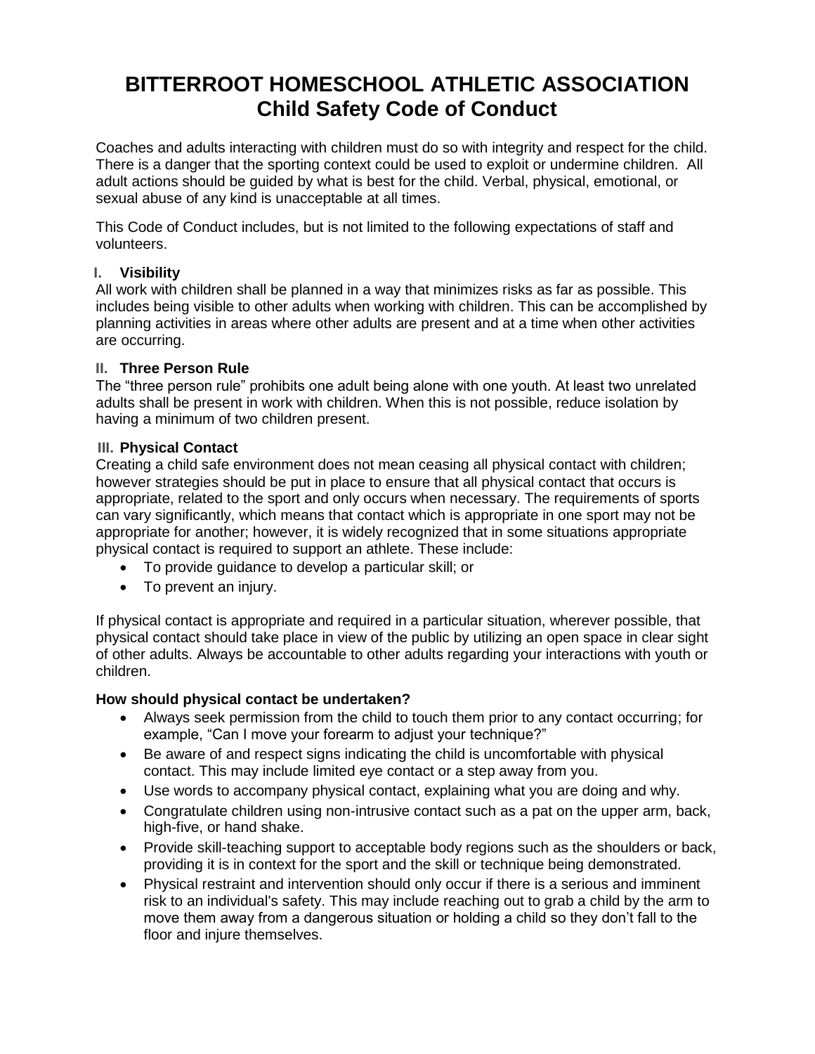# BITTERROOT HOMESCHOOL ATHLETIC ASSOCIATION
## Child Safety Code of Conduct

Coaches and adults interacting with children must do so with integrity and respect for the child. There is a danger that the sporting context could be used to exploit or undermine children. All adult actions should be guided by what is best for the child. Verbal, physical, emotional, or sexual abuse of any kind is unacceptable at all times.

This Code of Conduct includes, but is not limited to the following expectations of staff and volunteers.

### I. Visibility

All work with children shall be planned in a way that minimizes risks as far as possible. This includes being visible to other adults when working with children. This can be accomplished by planning activities in areas where other adults are present and at a time when other activities are occurring.

### II. Three Person Rule

The "three person rule" prohibits one adult being alone with one youth. At least two unrelated adults shall be present in work with children. When this is not possible, reduce isolation by having a minimum of two children present.

### III. Physical Contact

Creating a child safe environment does not mean ceasing all physical contact with children; however strategies should be put in place to ensure that all physical contact that occurs is appropriate, related to the sport and only occurs when necessary. The requirements of sports can vary significantly, which means that contact which is appropriate in one sport may not be appropriate for another; however, it is widely recognized that in some situations appropriate physical contact is required to support an athlete. These include:

- To provide guidance to develop a particular skill; or
- To prevent an injury.

If physical contact is appropriate and required in a particular situation, wherever possible, that physical contact should take place in view of the public by utilizing an open space in clear sight of other adults. Always be accountable to other adults regarding your interactions with youth or children.

**How should physical contact be undertaken?**

- Always seek permission from the child to touch them prior to any contact occurring; for example, "Can I move your forearm to adjust your technique?"
- Be aware of and respect signs indicating the child is uncomfortable with physical contact. This may include limited eye contact or a step away from you.
- Use words to accompany physical contact, explaining what you are doing and why.
- Congratulate children using non-intrusive contact such as a pat on the upper arm, back, high-five, or hand shake.
- Provide skill-teaching support to acceptable body regions such as the shoulders or back, providing it is in context for the sport and the skill or technique being demonstrated.
- Physical restraint and intervention should only occur if there is a serious and imminent risk to an individual's safety. This may include reaching out to grab a child by the arm to move them away from a dangerous situation or holding a child so they don't fall to the floor and injure themselves.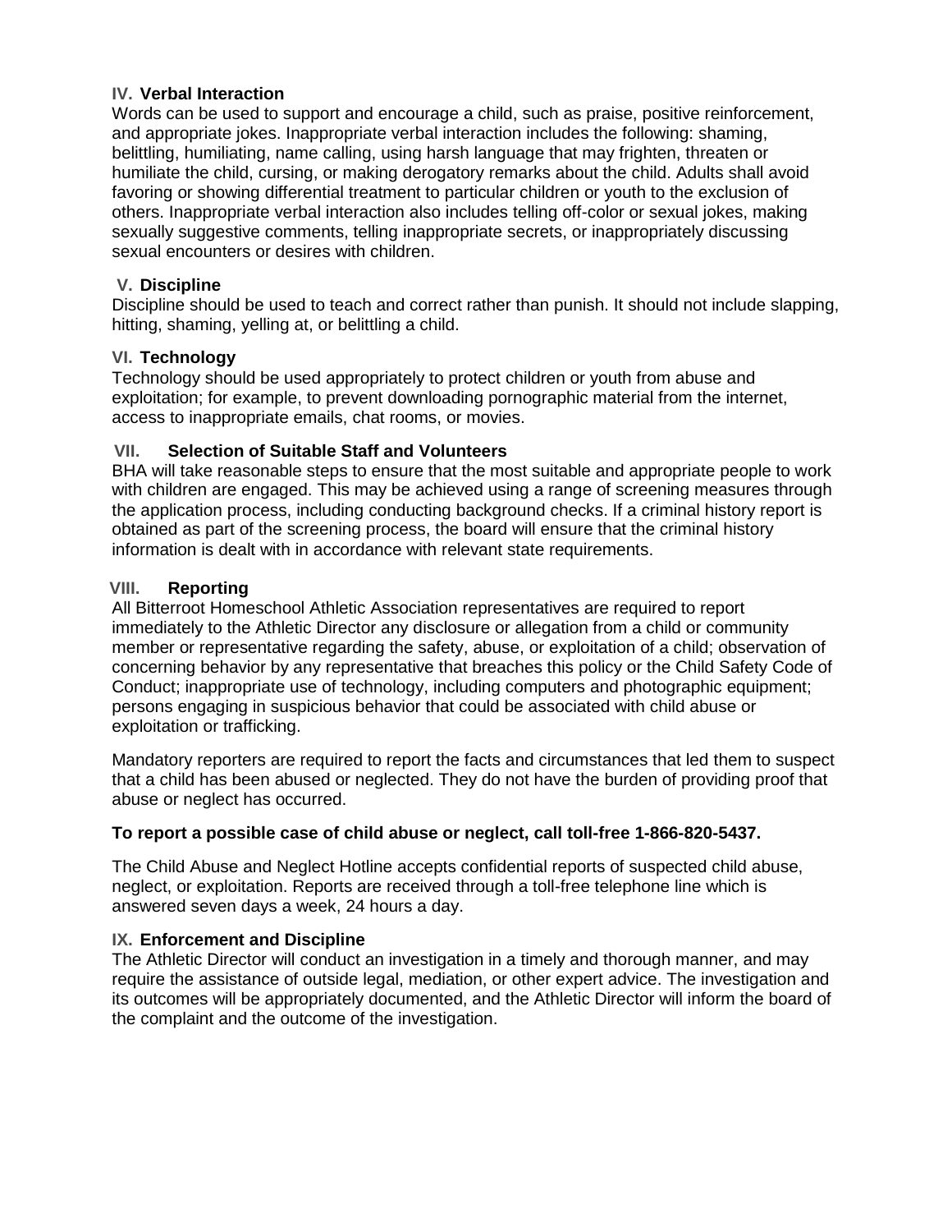## IV. Verbal Interaction

Words can be used to support and encourage a child, such as praise, positive reinforcement, and appropriate jokes. Inappropriate verbal interaction includes the following: shaming, belittling, humiliating, name calling, using harsh language that may frighten, threaten or humiliate the child, cursing, or making derogatory remarks about the child. Adults shall avoid favoring or showing differential treatment to particular children or youth to the exclusion of others. Inappropriate verbal interaction also includes telling off-color or sexual jokes, making sexually suggestive comments, telling inappropriate secrets, or inappropriately discussing sexual encounters or desires with children.

## V. Discipline

Discipline should be used to teach and correct rather than punish. It should not include slapping, hitting, shaming, yelling at, or belittling a child.

## VI. Technology

Technology should be used appropriately to protect children or youth from abuse and exploitation; for example, to prevent downloading pornographic material from the internet, access to inappropriate emails, chat rooms, or movies.

## VII. Selection of Suitable Staff and Volunteers

BHA will take reasonable steps to ensure that the most suitable and appropriate people to work with children are engaged. This may be achieved using a range of screening measures through the application process, including conducting background checks. If a criminal history report is obtained as part of the screening process, the board will ensure that the criminal history information is dealt with in accordance with relevant state requirements.

## VIII. Reporting

All Bitterroot Homeschool Athletic Association representatives are required to report immediately to the Athletic Director any disclosure or allegation from a child or community member or representative regarding the safety, abuse, or exploitation of a child; observation of concerning behavior by any representative that breaches this policy or the Child Safety Code of Conduct; inappropriate use of technology, including computers and photographic equipment; persons engaging in suspicious behavior that could be associated with child abuse or exploitation or trafficking.

Mandatory reporters are required to report the facts and circumstances that led them to suspect that a child has been abused or neglected. They do not have the burden of providing proof that abuse or neglect has occurred.

**To report a possible case of child abuse or neglect, call toll-free 1-866-820-5437.**

The Child Abuse and Neglect Hotline accepts confidential reports of suspected child abuse, neglect, or exploitation. Reports are received through a toll-free telephone line which is answered seven days a week, 24 hours a day.

## IX. Enforcement and Discipline

The Athletic Director will conduct an investigation in a timely and thorough manner, and may require the assistance of outside legal, mediation, or other expert advice. The investigation and its outcomes will be appropriately documented, and the Athletic Director will inform the board of the complaint and the outcome of the investigation.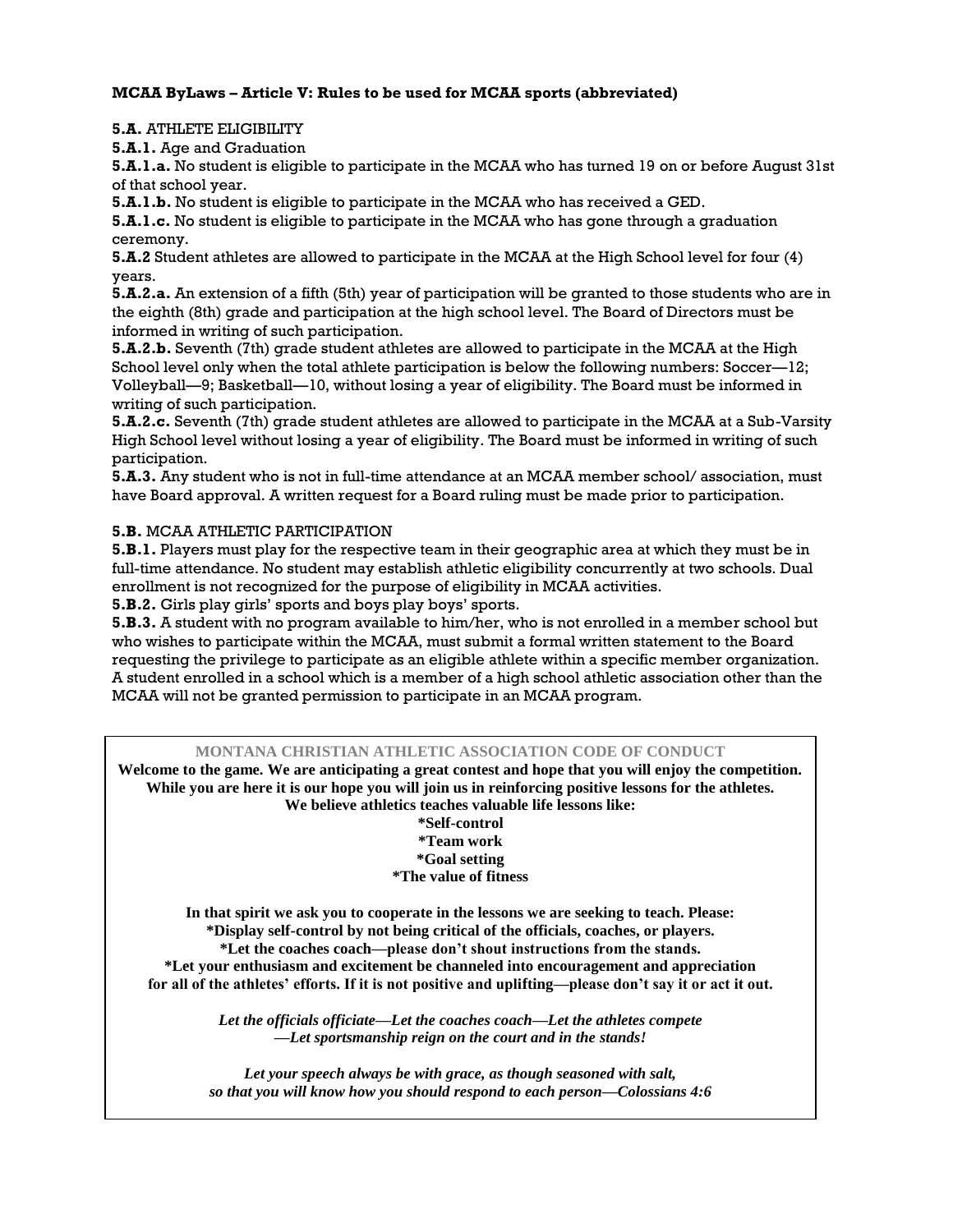**MCAA ByLaws – Article V: Rules to be used for MCAA sports (abbreviated)**

**5.A.** ATHLETE ELIGIBILITY

**5.A.1.** Age and Graduation

**5.A.1.a.** No student is eligible to participate in the MCAA who has turned 19 on or before August 31st of that school year.

**5.A.1.b.** No student is eligible to participate in the MCAA who has received a GED.

**5.A.1.c.** No student is eligible to participate in the MCAA who has gone through a graduation ceremony.

**5.A.2** Student athletes are allowed to participate in the MCAA at the High School level for four (4) years.

**5.A.2.a.** An extension of a fifth (5th) year of participation will be granted to those students who are in the eighth (8th) grade and participation at the high school level. The Board of Directors must be informed in writing of such participation.

**5.A.2.b.** Seventh (7th) grade student athletes are allowed to participate in the MCAA at the High School level only when the total athlete participation is below the following numbers: Soccer—12; Volleyball—9; Basketball—10, without losing a year of eligibility. The Board must be informed in writing of such participation.

**5.A.2.c.** Seventh (7th) grade student athletes are allowed to participate in the MCAA at a Sub-Varsity High School level without losing a year of eligibility. The Board must be informed in writing of such participation.

**5.A.3.** Any student who is not in full-time attendance at an MCAA member school/ association, must have Board approval. A written request for a Board ruling must be made prior to participation.

**5.B.** MCAA ATHLETIC PARTICIPATION

**5.B.1.** Players must play for the respective team in their geographic area at which they must be in full-time attendance. No student may establish athletic eligibility concurrently at two schools. Dual enrollment is not recognized for the purpose of eligibility in MCAA activities.

**5.B.2.** Girls play girls' sports and boys play boys' sports.

**5.B.3.** A student with no program available to him/her, who is not enrolled in a member school but who wishes to participate within the MCAA, must submit a formal written statement to the Board requesting the privilege to participate as an eligible athlete within a specific member organization. A student enrolled in a school which is a member of a high school athletic association other than the MCAA will not be granted permission to participate in an MCAA program.

**MONTANA CHRISTIAN ATHLETIC ASSOCIATION CODE OF CONDUCT**

**Welcome to the game. We are anticipating a great contest and hope that you will enjoy the competition. While you are here it is our hope you will join us in reinforcing positive lessons for the athletes. We believe athletics teaches valuable life lessons like:**

**\*Self-control**
**\*Team work**
**\*Goal setting**
**\*The value of fitness**

**In that spirit we ask you to cooperate in the lessons we are seeking to teach. Please:**
**\*Display self-control by not being critical of the officials, coaches, or players.**
**\*Let the coaches coach—please don't shout instructions from the stands.**
**\*Let your enthusiasm and excitement be channeled into encouragement and appreciation for all of the athletes' efforts. If it is not positive and uplifting—please don't say it or act it out.**

***Let the officials officiate—Let the coaches coach—Let the athletes compete —Let sportsmanship reign on the court and in the stands!***

***Let your speech always be with grace, as though seasoned with salt, so that you will know how you should respond to each person—Colossians 4:6***